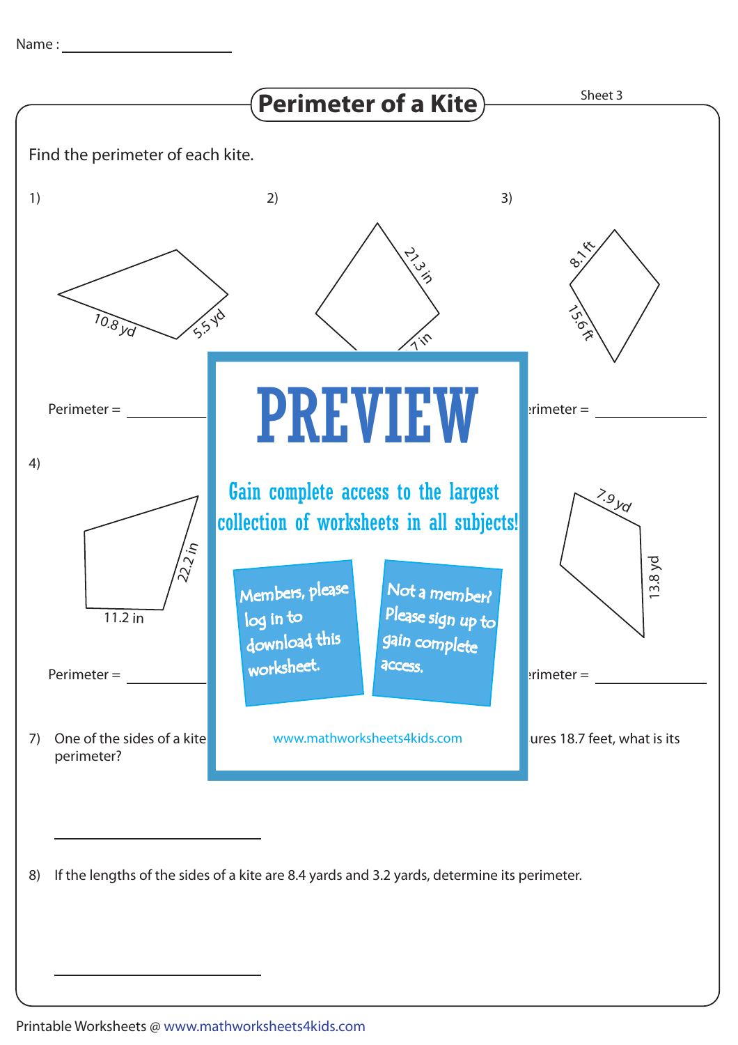Name : ____________________

# Perimeter of a Kite

Sheet 3

Find the perimeter of each kite.

1)

10.8 yd

5.5 yd

Perimeter = ____________

2)

21.3 in

7 in

3)

8.1 ft

15.6 ft

Perimeter = ____________

4)

22.2 in

11.2 in

Perimeter = ____________

6)

7.9 yd

13.8 yd

Perimeter = ____________

**PREVIEW**

Gain complete access to the largest collection of worksheets in all subjects!

Members, please log in to download this worksheet.

Not a member? Please sign up to gain complete access.

www.mathworksheets4kids.com

7) One of the sides of a kite ... ures 18.7 feet, what is its perimeter?

____________________

8) If the lengths of the sides of a kite are 8.4 yards and 3.2 yards, determine its perimeter.

____________________

Printable Worksheets @ www.mathworksheets4kids.com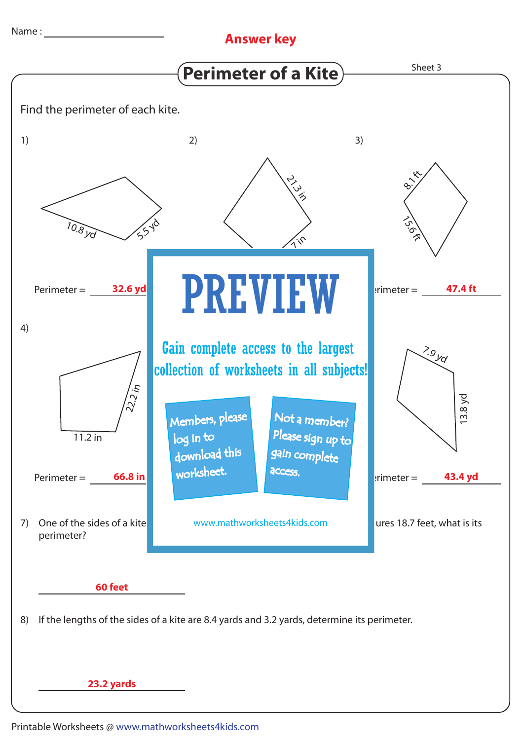Name : ____________________

**Answer key**

# Perimeter of a Kite

Sheet 3

Find the perimeter of each kite.

1)

10.8 yd
5.5 yd

Perimeter = **32.6 yd**

2)

21.3 in
7 in

3)

8.1 ft
15.6 ft

Perimeter = **47.4 ft**

4)

22.2 in
11.2 in

Perimeter = **66.8 in**

6)

7.9 yd
13.8 yd

Perimeter = **43.4 yd**

# PREVIEW

Gain complete access to the largest collection of worksheets in all subjects!

Members, please log in to download this worksheet.

Not a member? Please sign up to gain complete access.

www.mathworksheets4kids.com

7) One of the sides of a kite ... ures 18.7 feet, what is its perimeter?

**60 feet**

8) If the lengths of the sides of a kite are 8.4 yards and 3.2 yards, determine its perimeter.

**23.2 yards**

Printable Worksheets @ www.mathworksheets4kids.com